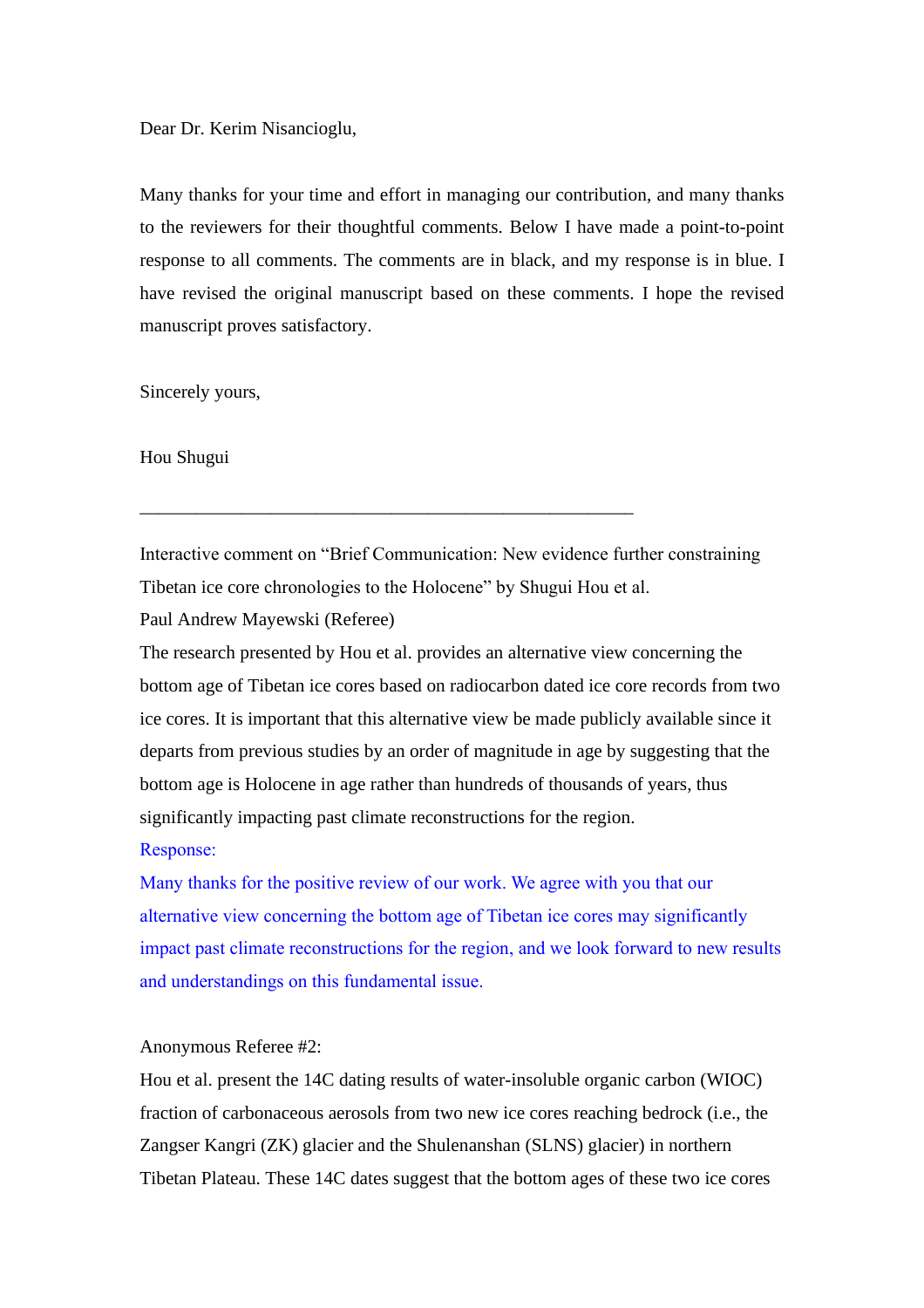Dear Dr. Kerim Nisancioglu,

Many thanks for your time and effort in managing our contribution, and many thanks to the reviewers for their thoughtful comments. Below I have made a point-to-point response to all comments. The comments are in black, and my response is in blue. I have revised the original manuscript based on these comments. I hope the revised manuscript proves satisfactory.

Sincerely yours,

Hou Shugui

---

Interactive comment on "Brief Communication: New evidence further constraining Tibetan ice core chronologies to the Holocene" by Shugui Hou et al.

Paul Andrew Mayewski (Referee)

The research presented by Hou et al. provides an alternative view concerning the bottom age of Tibetan ice cores based on radiocarbon dated ice core records from two ice cores. It is important that this alternative view be made publicly available since it departs from previous studies by an order of magnitude in age by suggesting that the bottom age is Holocene in age rather than hundreds of thousands of years, thus significantly impacting past climate reconstructions for the region.

Response:

Many thanks for the positive review of our work. We agree with you that our alternative view concerning the bottom age of Tibetan ice cores may significantly impact past climate reconstructions for the region, and we look forward to new results and understandings on this fundamental issue.

Anonymous Referee #2:

Hou et al. present the 14C dating results of water-insoluble organic carbon (WIOC) fraction of carbonaceous aerosols from two new ice cores reaching bedrock (i.e., the Zangser Kangri (ZK) glacier and the Shulenanshan (SLNS) glacier) in northern Tibetan Plateau. These 14C dates suggest that the bottom ages of these two ice cores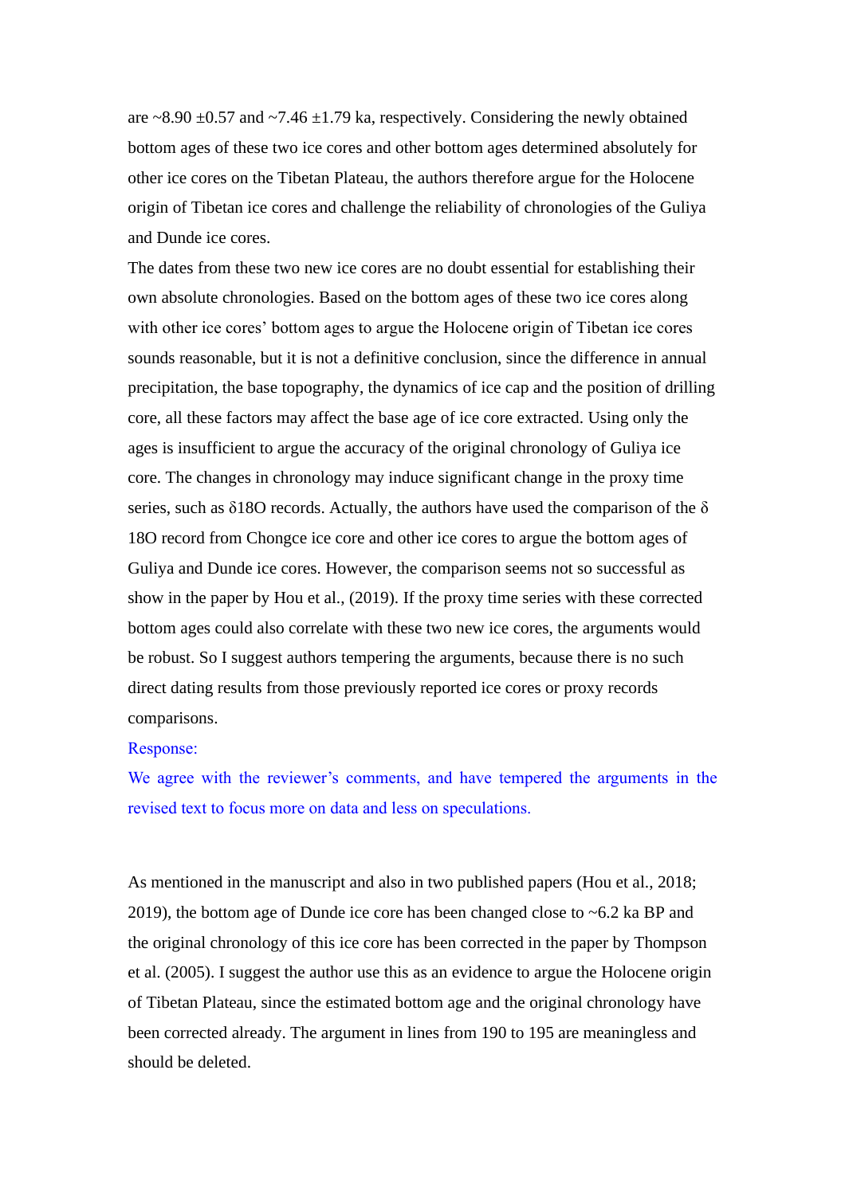are ~8.90 ±0.57 and ~7.46 ±1.79 ka, respectively. Considering the newly obtained bottom ages of these two ice cores and other bottom ages determined absolutely for other ice cores on the Tibetan Plateau, the authors therefore argue for the Holocene origin of Tibetan ice cores and challenge the reliability of chronologies of the Guliya and Dunde ice cores.

The dates from these two new ice cores are no doubt essential for establishing their own absolute chronologies. Based on the bottom ages of these two ice cores along with other ice cores' bottom ages to argue the Holocene origin of Tibetan ice cores sounds reasonable, but it is not a definitive conclusion, since the difference in annual precipitation, the base topography, the dynamics of ice cap and the position of drilling core, all these factors may affect the base age of ice core extracted. Using only the ages is insufficient to argue the accuracy of the original chronology of Guliya ice core. The changes in chronology may induce significant change in the proxy time series, such as $\delta^{18}O$ records. Actually, the authors have used the comparison of the $\delta^{18}O$ record from Chongce ice core and other ice cores to argue the bottom ages of Guliya and Dunde ice cores. However, the comparison seems not so successful as show in the paper by Hou et al., (2019). If the proxy time series with these corrected bottom ages could also correlate with these two new ice cores, the arguments would be robust. So I suggest authors tempering the arguments, because there is no such direct dating results from those previously reported ice cores or proxy records comparisons.

Response:

We agree with the reviewer's comments, and have tempered the arguments in the revised text to focus more on data and less on speculations.

As mentioned in the manuscript and also in two published papers (Hou et al., 2018; 2019), the bottom age of Dunde ice core has been changed close to ~6.2 ka BP and the original chronology of this ice core has been corrected in the paper by Thompson et al. (2005). I suggest the author use this as an evidence to argue the Holocene origin of Tibetan Plateau, since the estimated bottom age and the original chronology have been corrected already. The argument in lines from 190 to 195 are meaningless and should be deleted.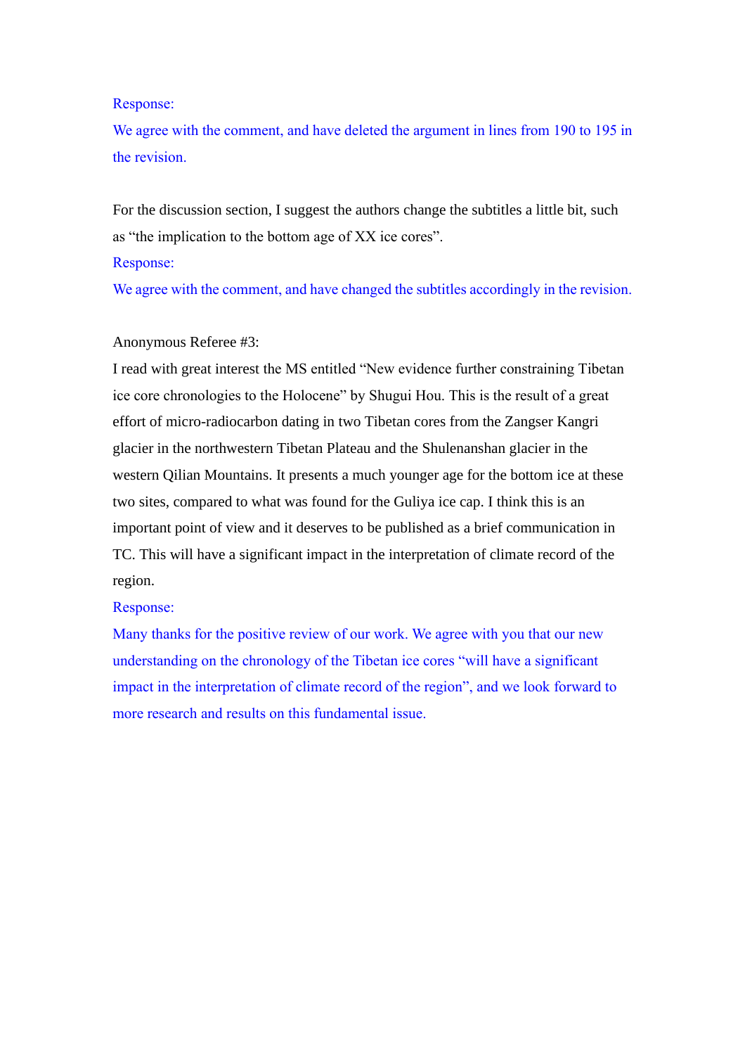Response:

We agree with the comment, and have deleted the argument in lines from 190 to 195 in the revision.

For the discussion section, I suggest the authors change the subtitles a little bit, such as "the implication to the bottom age of XX ice cores".

Response:

We agree with the comment, and have changed the subtitles accordingly in the revision.

Anonymous Referee #3:

I read with great interest the MS entitled "New evidence further constraining Tibetan ice core chronologies to the Holocene" by Shugui Hou. This is the result of a great effort of micro-radiocarbon dating in two Tibetan cores from the Zangser Kangri glacier in the northwestern Tibetan Plateau and the Shulenanshan glacier in the western Qilian Mountains. It presents a much younger age for the bottom ice at these two sites, compared to what was found for the Guliya ice cap. I think this is an important point of view and it deserves to be published as a brief communication in TC. This will have a significant impact in the interpretation of climate record of the region.

Response:

Many thanks for the positive review of our work. We agree with you that our new understanding on the chronology of the Tibetan ice cores "will have a significant impact in the interpretation of climate record of the region", and we look forward to more research and results on this fundamental issue.